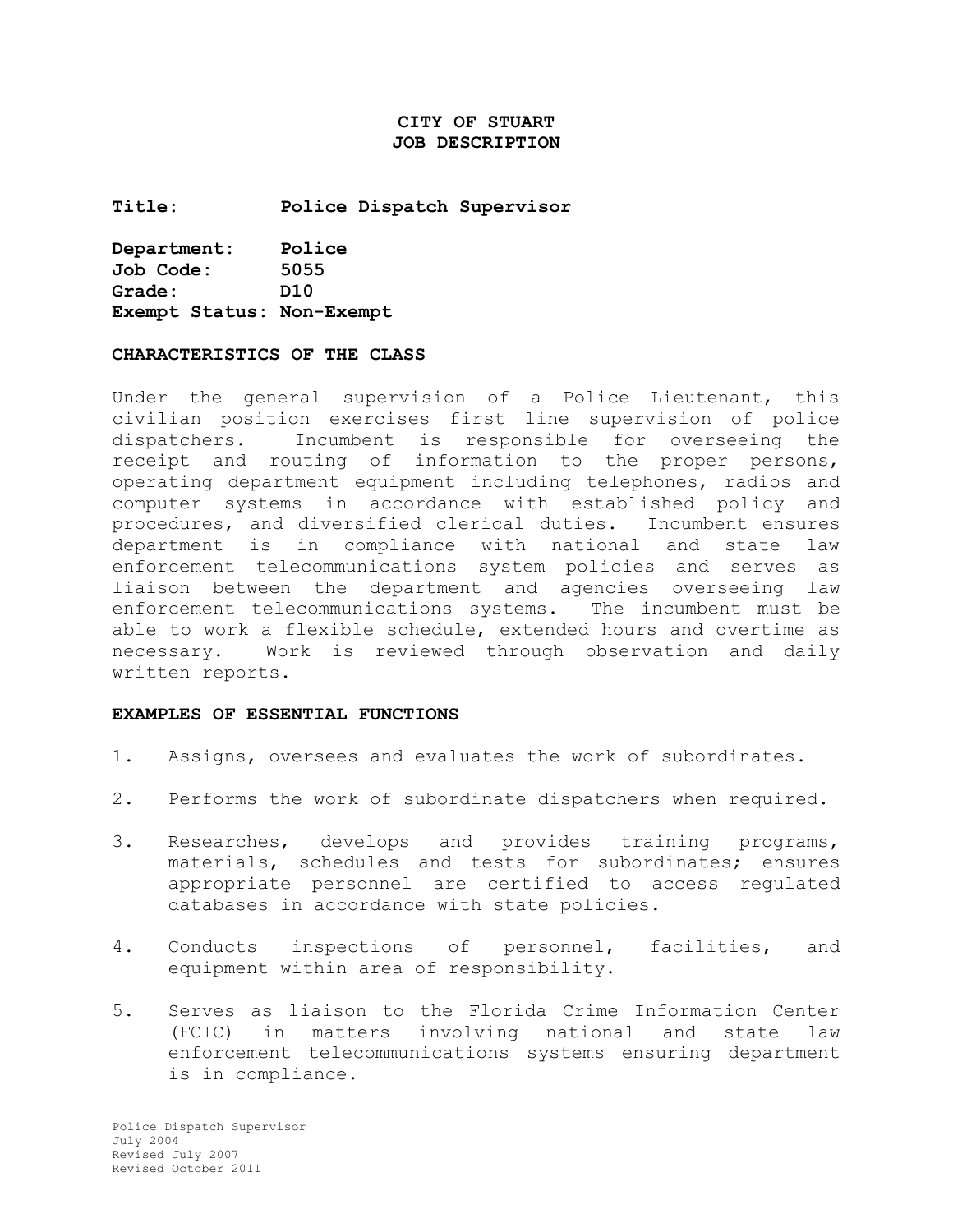**CITY OF STUART**
**JOB DESCRIPTION**

**Title:** **Police Dispatch Supervisor**

**Department:** **Police**
**Job Code:** **5055**
**Grade:** **D10**
**Exempt Status: Non-Exempt**

## CHARACTERISTICS OF THE CLASS

Under the general supervision of a Police Lieutenant, this civilian position exercises first line supervision of police dispatchers. Incumbent is responsible for overseeing the receipt and routing of information to the proper persons, operating department equipment including telephones, radios and computer systems in accordance with established policy and procedures, and diversified clerical duties. Incumbent ensures department is in compliance with national and state law enforcement telecommunications system policies and serves as liaison between the department and agencies overseeing law enforcement telecommunications systems. The incumbent must be able to work a flexible schedule, extended hours and overtime as necessary. Work is reviewed through observation and daily written reports.

## EXAMPLES OF ESSENTIAL FUNCTIONS

1. Assigns, oversees and evaluates the work of subordinates.

2. Performs the work of subordinate dispatchers when required.

3. Researches, develops and provides training programs, materials, schedules and tests for subordinates; ensures appropriate personnel are certified to access regulated databases in accordance with state policies.

4. Conducts inspections of personnel, facilities, and equipment within area of responsibility.

5. Serves as liaison to the Florida Crime Information Center (FCIC) in matters involving national and state law enforcement telecommunications systems ensuring department is in compliance.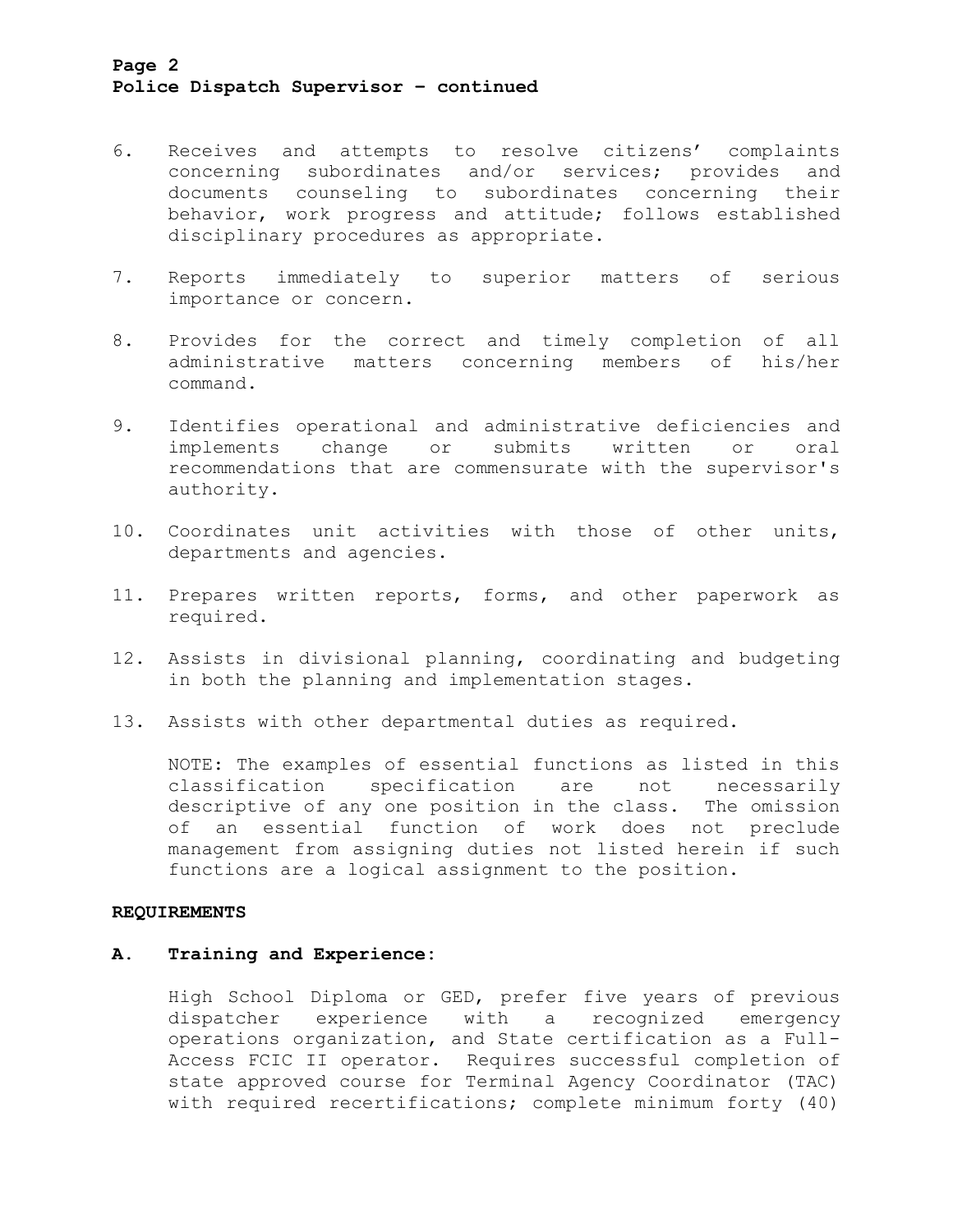6. Receives and attempts to resolve citizens' complaints concerning subordinates and/or services; provides and documents counseling to subordinates concerning their behavior, work progress and attitude; follows established disciplinary procedures as appropriate.

7. Reports immediately to superior matters of serious importance or concern.

8. Provides for the correct and timely completion of all administrative matters concerning members of his/her command.

9. Identifies operational and administrative deficiencies and implements change or submits written or oral recommendations that are commensurate with the supervisor's authority.

10. Coordinates unit activities with those of other units, departments and agencies.

11. Prepares written reports, forms, and other paperwork as required.

12. Assists in divisional planning, coordinating and budgeting in both the planning and implementation stages.

13. Assists with other departmental duties as required.

NOTE: The examples of essential functions as listed in this classification specification are not necessarily descriptive of any one position in the class. The omission of an essential function of work does not preclude management from assigning duties not listed herein if such functions are a logical assignment to the position.

## REQUIREMENTS

### A. Training and Experience:

High School Diploma or GED, prefer five years of previous dispatcher experience with a recognized emergency operations organization, and State certification as a Full-Access FCIC II operator. Requires successful completion of state approved course for Terminal Agency Coordinator (TAC) with required recertifications; complete minimum forty (40)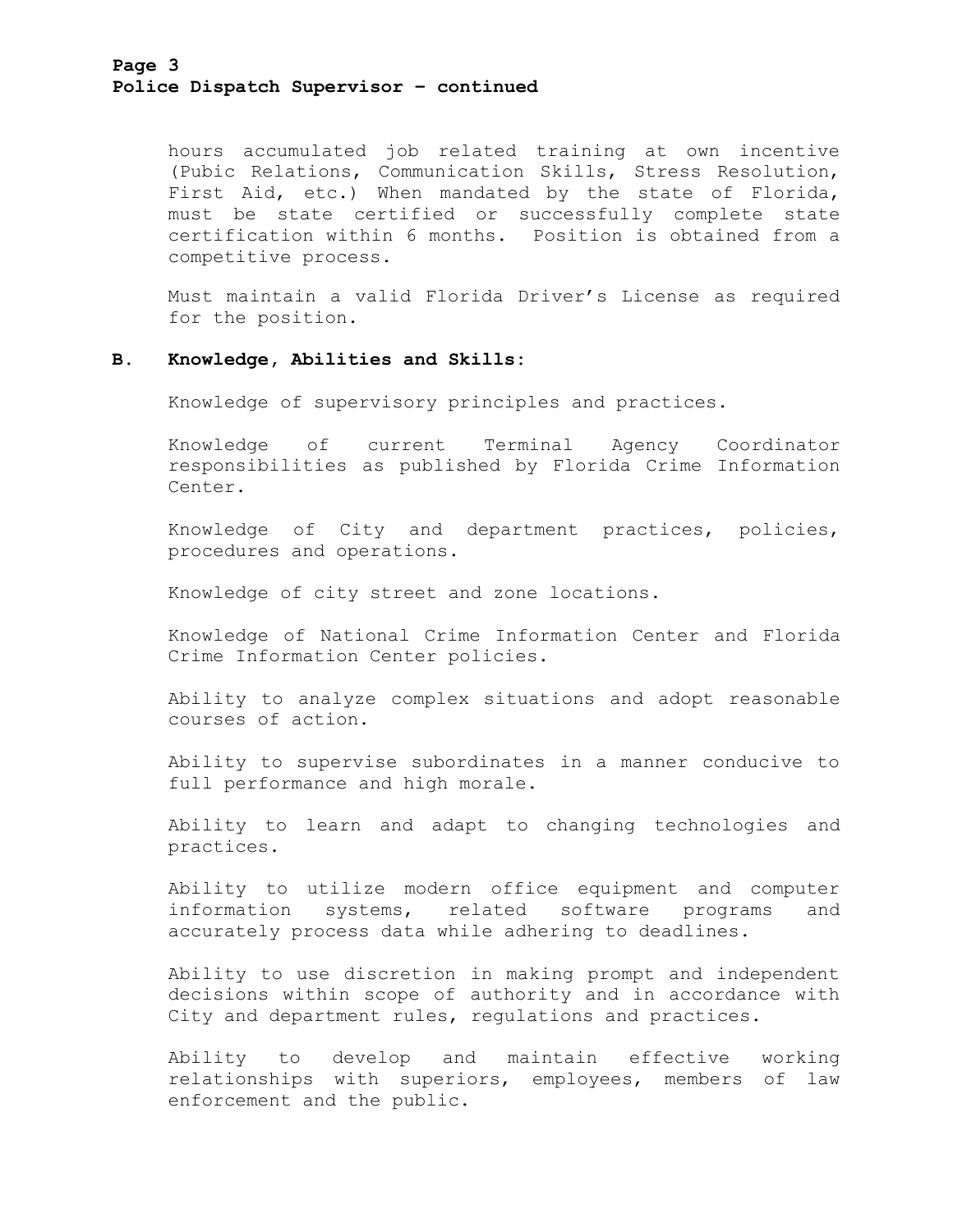hours accumulated job related training at own incentive (Pubic Relations, Communication Skills, Stress Resolution, First Aid, etc.) When mandated by the state of Florida, must be state certified or successfully complete state certification within 6 months. Position is obtained from a competitive process.

Must maintain a valid Florida Driver's License as required for the position.

**B. Knowledge, Abilities and Skills:**

Knowledge of supervisory principles and practices.

Knowledge of current Terminal Agency Coordinator responsibilities as published by Florida Crime Information Center.

Knowledge of City and department practices, policies, procedures and operations.

Knowledge of city street and zone locations.

Knowledge of National Crime Information Center and Florida Crime Information Center policies.

Ability to analyze complex situations and adopt reasonable courses of action.

Ability to supervise subordinates in a manner conducive to full performance and high morale.

Ability to learn and adapt to changing technologies and practices.

Ability to utilize modern office equipment and computer information systems, related software programs and accurately process data while adhering to deadlines.

Ability to use discretion in making prompt and independent decisions within scope of authority and in accordance with City and department rules, regulations and practices.

Ability to develop and maintain effective working relationships with superiors, employees, members of law enforcement and the public.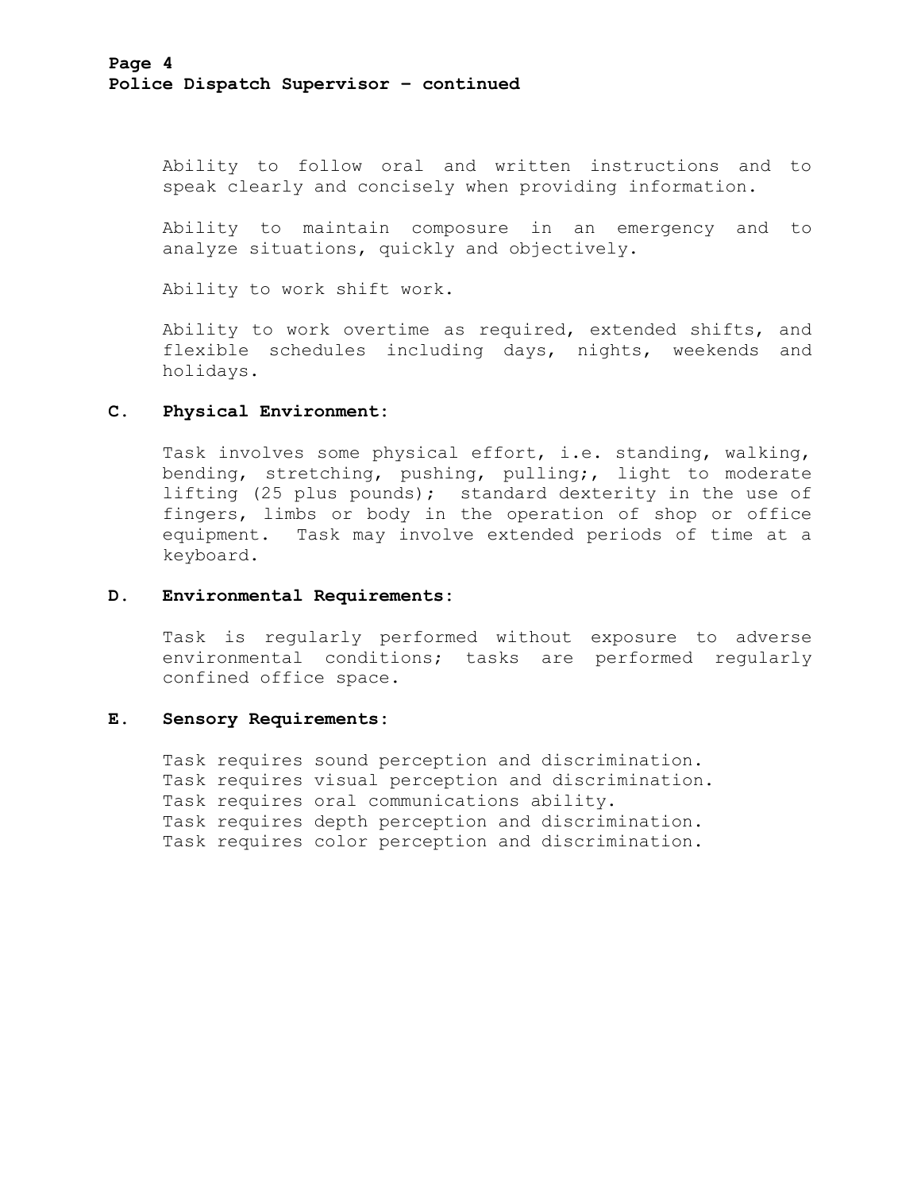Ability to follow oral and written instructions and to speak clearly and concisely when providing information.

Ability to maintain composure in an emergency and to analyze situations, quickly and objectively.

Ability to work shift work.

Ability to work overtime as required, extended shifts, and flexible schedules including days, nights, weekends and holidays.

**C. Physical Environment:**

Task involves some physical effort, i.e. standing, walking, bending, stretching, pushing, pulling;, light to moderate lifting (25 plus pounds); standard dexterity in the use of fingers, limbs or body in the operation of shop or office equipment. Task may involve extended periods of time at a keyboard.

**D. Environmental Requirements:**

Task is regularly performed without exposure to adverse environmental conditions; tasks are performed regularly confined office space.

**E. Sensory Requirements:**

Task requires sound perception and discrimination.
Task requires visual perception and discrimination.
Task requires oral communications ability.
Task requires depth perception and discrimination.
Task requires color perception and discrimination.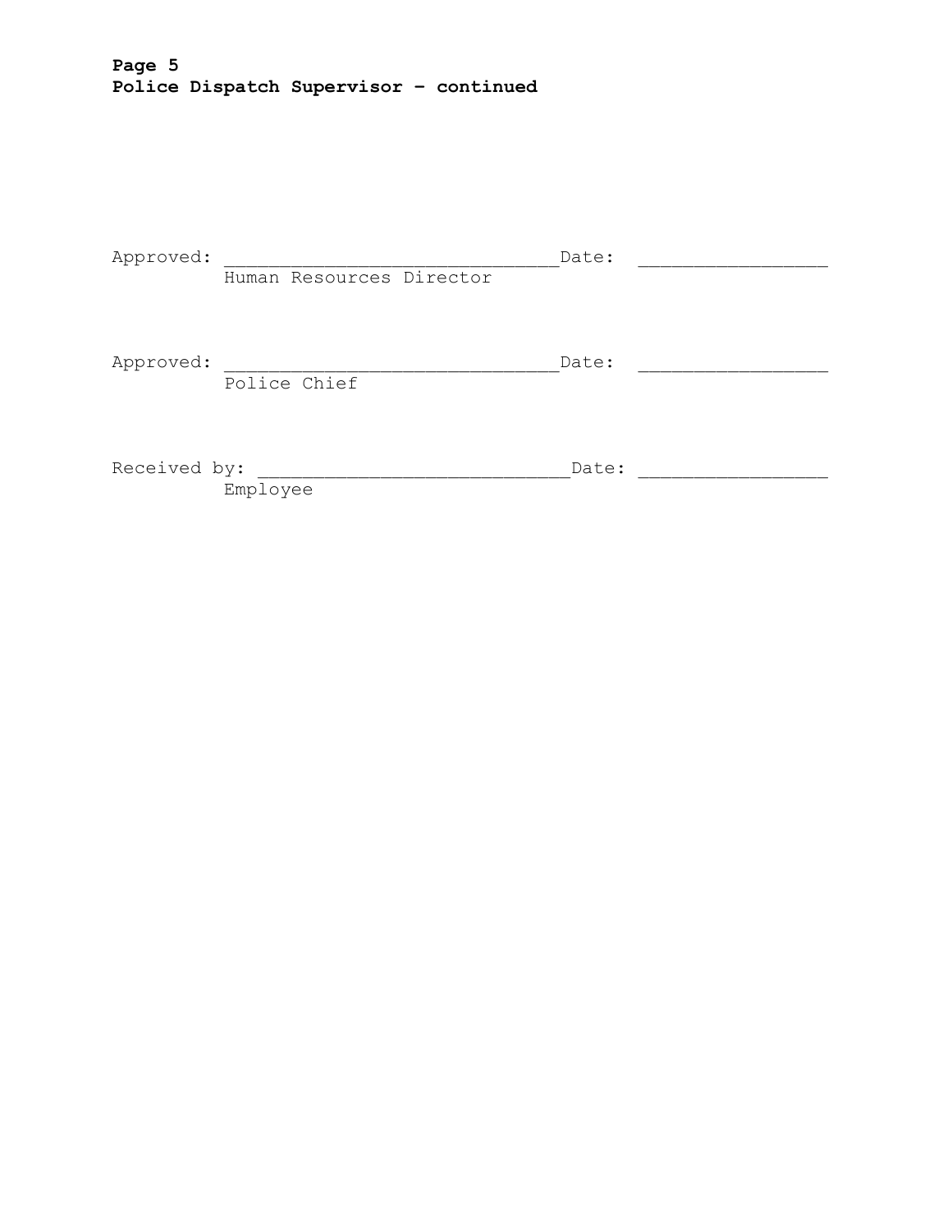Approved: ______________________________ Date: _________________
Human Resources Director

Approved: ______________________________ Date: _________________
Police Chief

Received by: ____________________________ Date: _________________
Employee